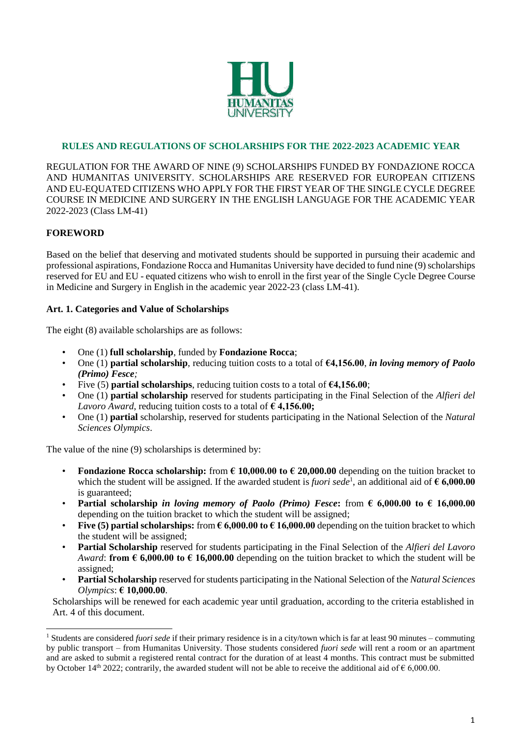## RULES AND REGULATIONS OF SCHOLARSHIPS FOR THE 2022-2023 ACADEMIC YEAR

REGULATION FOR THE AWARD OF NINE (9) SCHOLARSHIPS FUNDED BY FONDAZIONE ROCCA AND HUMANITAS UNIVERSITY. SCHOLARSHIPS ARE RESERVED FOR EUROPEAN CITIZENS AND EU-EQUATED CITIZENS WHO APPLY FOR THE FIRST YEAR OF THE SINGLE CYCLE DEGREE COURSE IN MEDICINE AND SURGERY IN THE ENGLISH LANGUAGE FOR THE ACADEMIC YEAR 2022-2023 (Class LM-41)

### FOREWORD

Based on the belief that deserving and motivated students should be supported in pursuing their academic and professional aspirations, Fondazione Rocca and Humanitas University have decided to fund nine (9) scholarships reserved for EU and EU - equated citizens who wish to enroll in the first year of the Single Cycle Degree Course in Medicine and Surgery in English in the academic year 2022-23 (class LM-41).

### Art. 1. Categories and Value of Scholarships

The eight (8) available scholarships are as follows:

- One (1) **full scholarship**, funded by **Fondazione Rocca**;
- One (1) **partial scholarship**, reducing tuition costs to a total of **€4,156.00**, ***in loving memory of Paolo (Primo) Fesce****;*
- Five (5) **partial scholarships**, reducing tuition costs to a total of **€4,156.00**;
- One (1) **partial scholarship** reserved for students participating in the Final Selection of the *Alfieri del Lavoro Award*, reducing tuition costs to a total of **€ 4,156.00;**
- One (1) **partial** scholarship, reserved for students participating in the National Selection of the *Natural Sciences Olympics*.

The value of the nine (9) scholarships is determined by:

- **Fondazione Rocca scholarship:** from **€ 10,000.00 to € 20,000.00** depending on the tuition bracket to which the student will be assigned. If the awarded student is *fuori sede*[1], an additional aid of **€ 6,000.00** is guaranteed;
- **Partial scholarship** ***in loving memory of Paolo (Primo) Fesce*****:** from **€ 6,000.00 to € 16,000.00** depending on the tuition bracket to which the student will be assigned;
- **Five (5) partial scholarships:** from **€ 6,000.00 to € 16,000.00** depending on the tuition bracket to which the student will be assigned;
- **Partial Scholarship** reserved for students participating in the Final Selection of the *Alfieri del Lavoro Award*: **from € 6,000.00 to € 16,000.00** depending on the tuition bracket to which the student will be assigned;
- **Partial Scholarship** reserved for students participating in the National Selection of the *Natural Sciences Olympics*: **€ 10,000.00**.

Scholarships will be renewed for each academic year until graduation, according to the criteria established in Art. 4 of this document.

---

[1] Students are considered *fuori sede* if their primary residence is in a city/town which is far at least 90 minutes – commuting by public transport – from Humanitas University. Those students considered *fuori sede* will rent a room or an apartment and are asked to submit a registered rental contract for the duration of at least 4 months. This contract must be submitted by October 14th 2022; contrarily, the awarded student will not be able to receive the additional aid of € 6,000.00.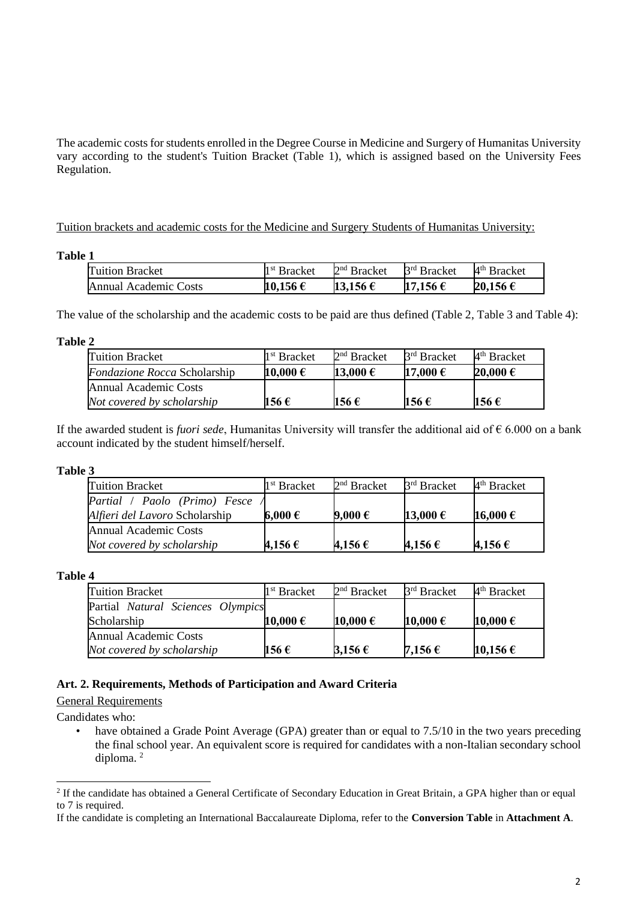The academic costs for students enrolled in the Degree Course in Medicine and Surgery of Humanitas University vary according to the student's Tuition Bracket (Table 1), which is assigned based on the University Fees Regulation.

Tuition brackets and academic costs for the Medicine and Surgery Students of Humanitas University:

**Table 1**

| Tuition Bracket | 1st Bracket | 2nd Bracket | 3rd Bracket | 4th Bracket |
|---|---|---|---|---|
| Annual Academic Costs | **10,156 €** | **13,156 €** | **17,156 €** | **20,156 €** |

The value of the scholarship and the academic costs to be paid are thus defined (Table 2, Table 3 and Table 4):

**Table 2**

| Tuition Bracket | 1st Bracket | 2nd Bracket | 3rd Bracket | 4th Bracket |
|---|---|---|---|---|
| *Fondazione Rocca* Scholarship | **10,000 €** | **13,000 €** | **17,000 €** | **20,000 €** |
| Annual Academic Costs *Not covered by scholarship* | **156 €** | **156 €** | **156 €** | **156 €** |

If the awarded student is *fuori sede*, Humanitas University will transfer the additional aid of € 6.000 on a bank account indicated by the student himself/herself.

**Table 3**

| Tuition Bracket | 1st Bracket | 2nd Bracket | 3rd Bracket | 4th Bracket |
|---|---|---|---|---|
| *Partial / Paolo (Primo) Fesce / Alfieri del Lavoro* Scholarship | **6,000 €** | **9,000 €** | **13,000 €** | **16,000 €** |
| Annual Academic Costs *Not covered by scholarship* | **4,156 €** | **4,156 €** | **4,156 €** | **4,156 €** |

**Table 4**

| Tuition Bracket | 1st Bracket | 2nd Bracket | 3rd Bracket | 4th Bracket |
|---|---|---|---|---|
| Partial *Natural Sciences Olympics* Scholarship | **10,000 €** | **10,000 €** | **10,000 €** | **10,000 €** |
| Annual Academic Costs *Not covered by scholarship* | **156 €** | **3,156 €** | **7,156 €** | **10,156 €** |

### Art. 2. Requirements, Methods of Participation and Award Criteria

General Requirements

Candidates who:

- have obtained a Grade Point Average (GPA) greater than or equal to 7.5/10 in the two years preceding the final school year. An equivalent score is required for candidates with a non-Italian secondary school diploma. [2]

[2] If the candidate has obtained a General Certificate of Secondary Education in Great Britain, a GPA higher than or equal to 7 is required.

If the candidate is completing an International Baccalaureate Diploma, refer to the **Conversion Table** in **Attachment A**.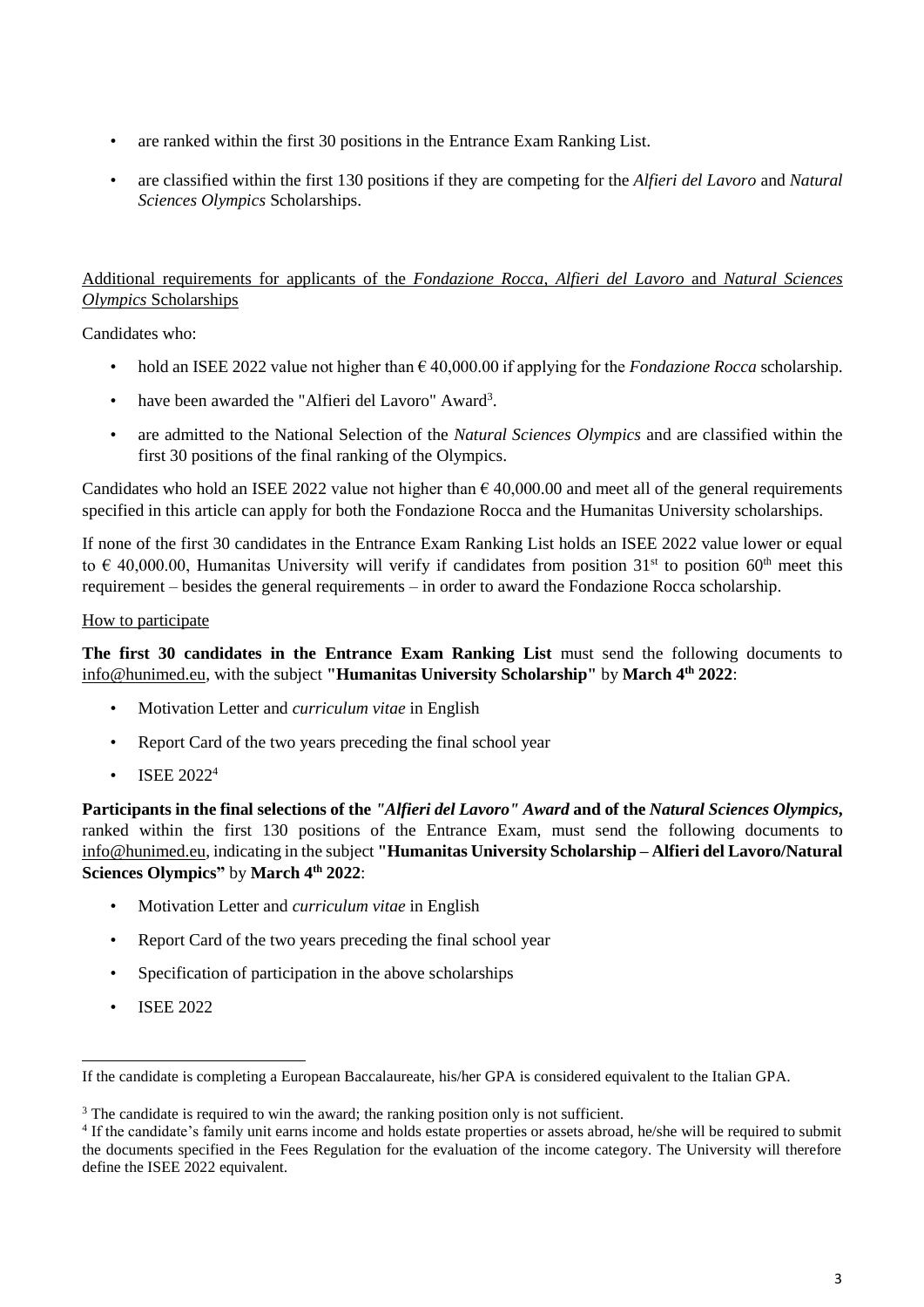- are ranked within the first 30 positions in the Entrance Exam Ranking List.
- are classified within the first 130 positions if they are competing for the *Alfieri del Lavoro* and *Natural Sciences Olympics* Scholarships.

Additional requirements for applicants of the *Fondazione Rocca*, *Alfieri del Lavoro* and *Natural Sciences Olympics* Scholarships

Candidates who:

- hold an ISEE 2022 value not higher than € 40,000.00 if applying for the *Fondazione Rocca* scholarship.
- have been awarded the "Alfieri del Lavoro" Award[3].
- are admitted to the National Selection of the *Natural Sciences Olympics* and are classified within the first 30 positions of the final ranking of the Olympics.

Candidates who hold an ISEE 2022 value not higher than € 40,000.00 and meet all of the general requirements specified in this article can apply for both the Fondazione Rocca and the Humanitas University scholarships.

If none of the first 30 candidates in the Entrance Exam Ranking List holds an ISEE 2022 value lower or equal to € 40,000.00, Humanitas University will verify if candidates from position 31st to position 60th meet this requirement – besides the general requirements – in order to award the Fondazione Rocca scholarship.

How to participate

**The first 30 candidates in the Entrance Exam Ranking List** must send the following documents to info@hunimed.eu, with the subject **"Humanitas University Scholarship"** by **March 4th 2022**:

- Motivation Letter and *curriculum vitae* in English
- Report Card of the two years preceding the final school year
- ISEE 2022[4]

**Participants in the final selections of the *"Alfieri del Lavoro" Award* and of the *Natural Sciences Olympics*,** ranked within the first 130 positions of the Entrance Exam, must send the following documents to info@hunimed.eu, indicating in the subject **"Humanitas University Scholarship – Alfieri del Lavoro/Natural Sciences Olympics"** by **March 4th 2022**:

- Motivation Letter and *curriculum vitae* in English
- Report Card of the two years preceding the final school year
- Specification of participation in the above scholarships
- ISEE 2022

---

If the candidate is completing a European Baccalaureate, his/her GPA is considered equivalent to the Italian GPA.

[3] The candidate is required to win the award; the ranking position only is not sufficient.

[4] If the candidate's family unit earns income and holds estate properties or assets abroad, he/she will be required to submit the documents specified in the Fees Regulation for the evaluation of the income category. The University will therefore define the ISEE 2022 equivalent.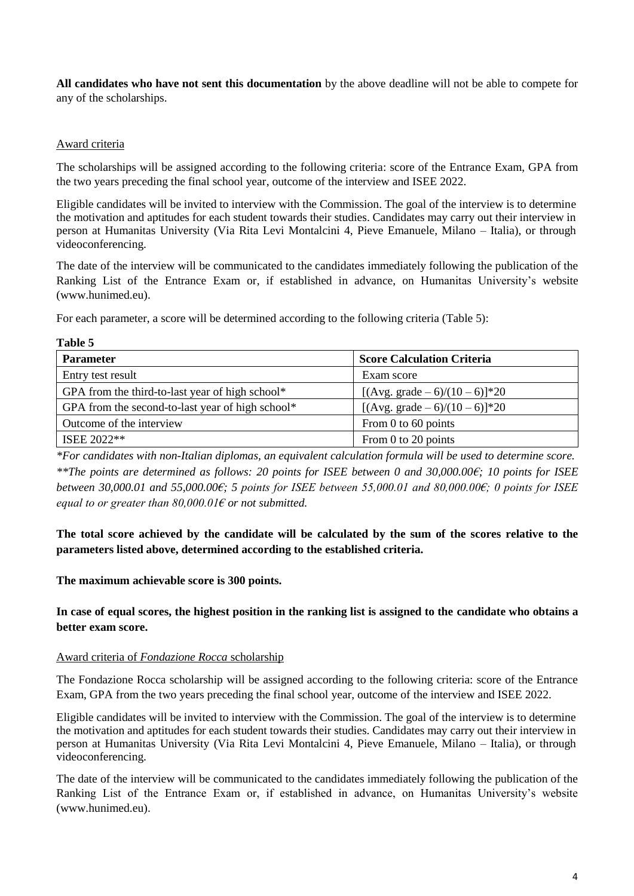**All candidates who have not sent this documentation** by the above deadline will not be able to compete for any of the scholarships.

## Award criteria

The scholarships will be assigned according to the following criteria: score of the Entrance Exam, GPA from the two years preceding the final school year, outcome of the interview and ISEE 2022.

Eligible candidates will be invited to interview with the Commission. The goal of the interview is to determine the motivation and aptitudes for each student towards their studies. Candidates may carry out their interview in person at Humanitas University (Via Rita Levi Montalcini 4, Pieve Emanuele, Milano – Italia), or through videoconferencing.

The date of the interview will be communicated to the candidates immediately following the publication of the Ranking List of the Entrance Exam or, if established in advance, on Humanitas University's website (www.hunimed.eu).

For each parameter, a score will be determined according to the following criteria (Table 5):

**Table 5**

| **Parameter** | **Score Calculation Criteria** |
|---|---|
| Entry test result | Exam score |
| GPA from the third-to-last year of high school* | $[(\text{Avg. grade} - 6)/(10 - 6)]*20$ |
| GPA from the second-to-last year of high school* | $[(\text{Avg. grade} - 6)/(10 - 6)]*20$ |
| Outcome of the interview | From 0 to 60 points |
| ISEE 2022** | From 0 to 20 points |

*\*For candidates with non-Italian diplomas, an equivalent calculation formula will be used to determine score.*
*\*\*The points are determined as follows: 20 points for ISEE between 0 and 30,000.00€; 10 points for ISEE between 30,000.01 and 55,000.00€; 5 points for ISEE between 55,000.01 and 80,000.00€; 0 points for ISEE equal to or greater than 80,000.01€ or not submitted.*

**The total score achieved by the candidate will be calculated by the sum of the scores relative to the parameters listed above, determined according to the established criteria.**

**The maximum achievable score is 300 points.**

**In case of equal scores, the highest position in the ranking list is assigned to the candidate who obtains a better exam score.**

## Award criteria of *Fondazione Rocca* scholarship

The Fondazione Rocca scholarship will be assigned according to the following criteria: score of the Entrance Exam, GPA from the two years preceding the final school year, outcome of the interview and ISEE 2022.

Eligible candidates will be invited to interview with the Commission. The goal of the interview is to determine the motivation and aptitudes for each student towards their studies. Candidates may carry out their interview in person at Humanitas University (Via Rita Levi Montalcini 4, Pieve Emanuele, Milano – Italia), or through videoconferencing.

The date of the interview will be communicated to the candidates immediately following the publication of the Ranking List of the Entrance Exam or, if established in advance, on Humanitas University's website (www.hunimed.eu).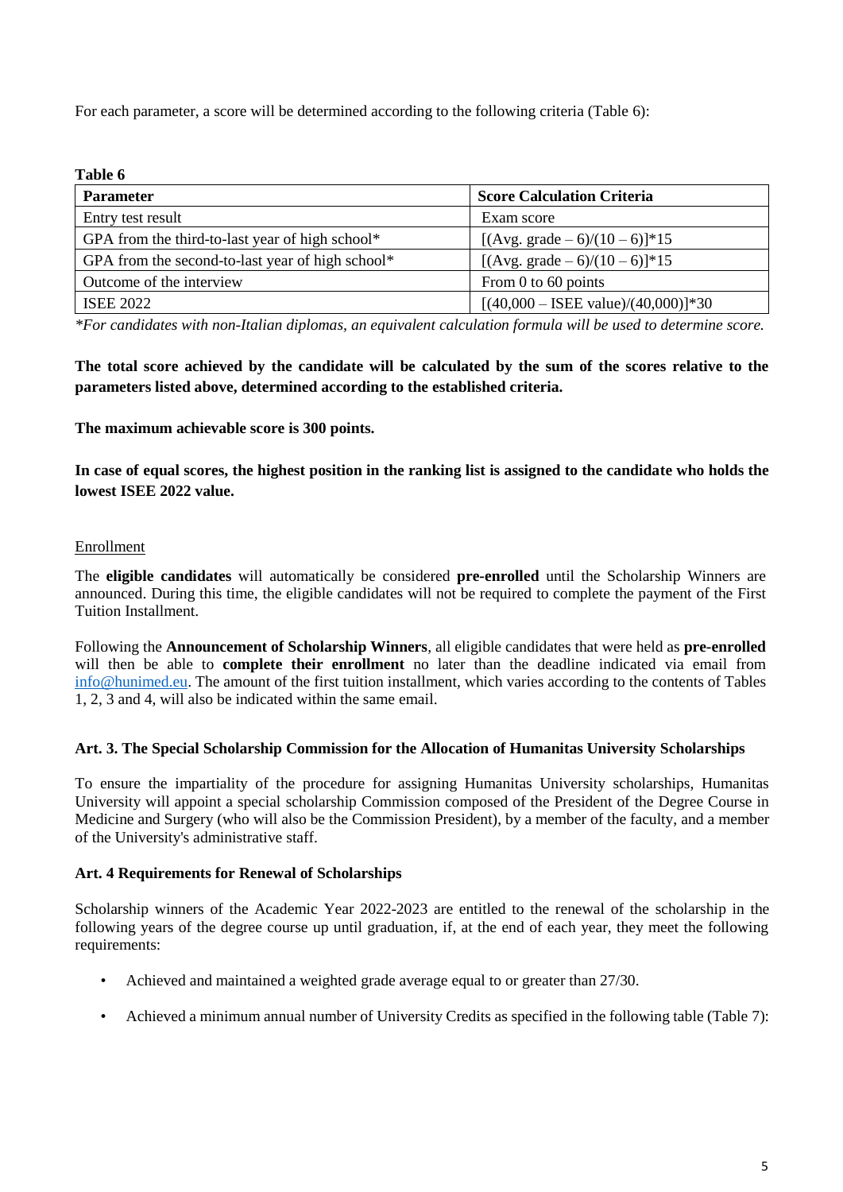For each parameter, a score will be determined according to the following criteria (Table 6):

**Table 6**

| Parameter | Score Calculation Criteria |
| --- | --- |
| Entry test result | Exam score |
| GPA from the third-to-last year of high school* | $[(\text{Avg. grade} - 6)/(10 - 6)]*15$ |
| GPA from the second-to-last year of high school* | $[(\text{Avg. grade} - 6)/(10 - 6)]*15$ |
| Outcome of the interview | From 0 to 60 points |
| ISEE 2022 | $[(40{,}000 - \text{ISEE value})/(40{,}000)]*30$ |

*\*For candidates with non-Italian diplomas, an equivalent calculation formula will be used to determine score.*

**The total score achieved by the candidate will be calculated by the sum of the scores relative to the parameters listed above, determined according to the established criteria.**

**The maximum achievable score is 300 points.**

**In case of equal scores, the highest position in the ranking list is assigned to the candidate who holds the lowest ISEE 2022 value.**

Enrollment

The **eligible candidates** will automatically be considered **pre-enrolled** until the Scholarship Winners are announced. During this time, the eligible candidates will not be required to complete the payment of the First Tuition Installment.

Following the **Announcement of Scholarship Winners**, all eligible candidates that were held as **pre-enrolled** will then be able to **complete their enrollment** no later than the deadline indicated via email from info@hunimed.eu. The amount of the first tuition installment, which varies according to the contents of Tables 1, 2, 3 and 4, will also be indicated within the same email.

### Art. 3. The Special Scholarship Commission for the Allocation of Humanitas University Scholarships

To ensure the impartiality of the procedure for assigning Humanitas University scholarships, Humanitas University will appoint a special scholarship Commission composed of the President of the Degree Course in Medicine and Surgery (who will also be the Commission President), by a member of the faculty, and a member of the University's administrative staff.

### Art. 4 Requirements for Renewal of Scholarships

Scholarship winners of the Academic Year 2022-2023 are entitled to the renewal of the scholarship in the following years of the degree course up until graduation, if, at the end of each year, they meet the following requirements:

- Achieved and maintained a weighted grade average equal to or greater than 27/30.
- Achieved a minimum annual number of University Credits as specified in the following table (Table 7):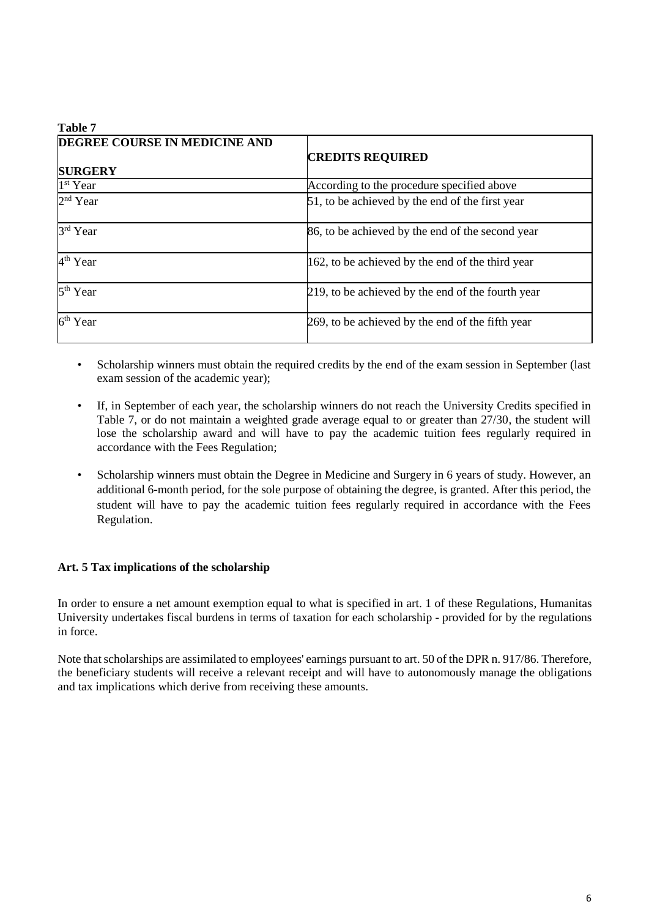**Table 7**

| DEGREE COURSE IN MEDICINE AND SURGERY | CREDITS REQUIRED |
|---|---|
| 1st Year | According to the procedure specified above |
| 2nd Year | 51, to be achieved by the end of the first year |
| 3rd Year | 86, to be achieved by the end of the second year |
| 4th Year | 162, to be achieved by the end of the third year |
| 5th Year | 219, to be achieved by the end of the fourth year |
| 6th Year | 269, to be achieved by the end of the fifth year |

- Scholarship winners must obtain the required credits by the end of the exam session in September (last exam session of the academic year);
- If, in September of each year, the scholarship winners do not reach the University Credits specified in Table 7, or do not maintain a weighted grade average equal to or greater than 27/30, the student will lose the scholarship award and will have to pay the academic tuition fees regularly required in accordance with the Fees Regulation;
- Scholarship winners must obtain the Degree in Medicine and Surgery in 6 years of study. However, an additional 6-month period, for the sole purpose of obtaining the degree, is granted. After this period, the student will have to pay the academic tuition fees regularly required in accordance with the Fees Regulation.

**Art. 5 Tax implications of the scholarship**

In order to ensure a net amount exemption equal to what is specified in art. 1 of these Regulations, Humanitas University undertakes fiscal burdens in terms of taxation for each scholarship - provided for by the regulations in force.

Note that scholarships are assimilated to employees' earnings pursuant to art. 50 of the DPR n. 917/86. Therefore, the beneficiary students will receive a relevant receipt and will have to autonomously manage the obligations and tax implications which derive from receiving these amounts.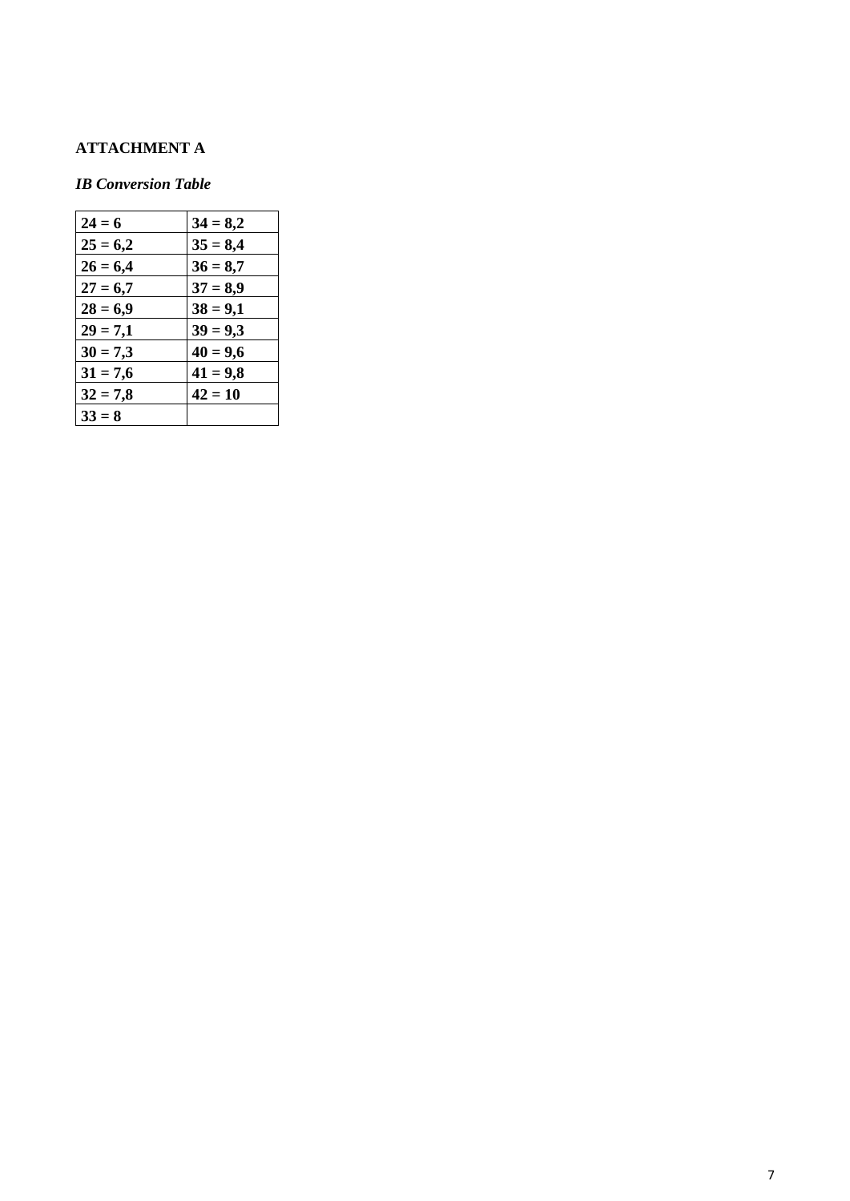**ATTACHMENT A**

***IB Conversion Table***

| | |
|---|---|
| **24 = 6** | **34 = 8,2** |
| **25 = 6,2** | **35 = 8,4** |
| **26 = 6,4** | **36 = 8,7** |
| **27 = 6,7** | **37 = 8,9** |
| **28 = 6,9** | **38 = 9,1** |
| **29 = 7,1** | **39 = 9,3** |
| **30 = 7,3** | **40 = 9,6** |
| **31 = 7,6** | **41 = 9,8** |
| **32 = 7,8** | **42 = 10** |
| **33 = 8** | |